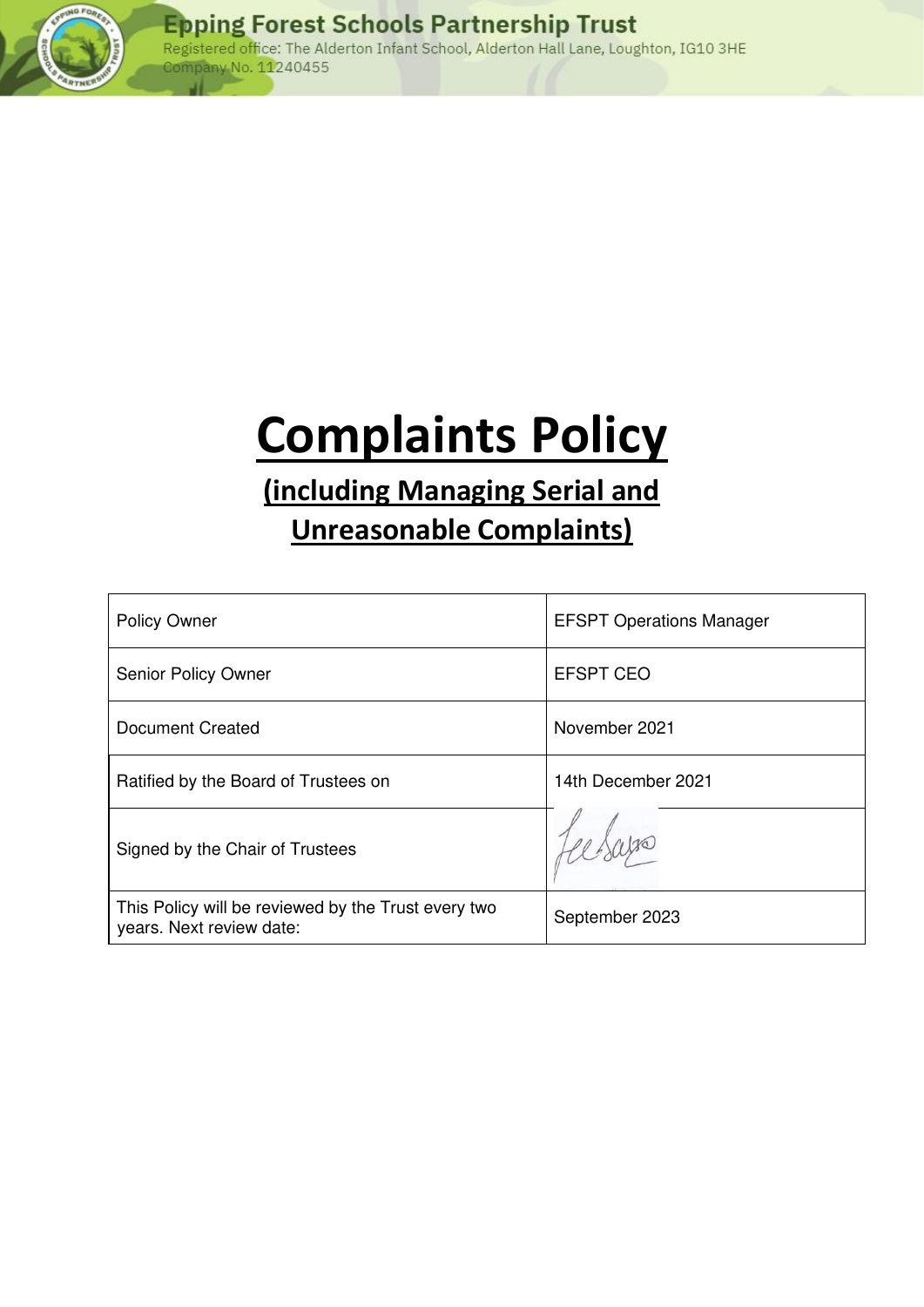**Epping Forest Schools Partnership Trust**
Registered office: The Alderton Infant School, Alderton Hall Lane, Loughton, IG10 3HE
Company No. 11240455

# Complaints Policy

## (including Managing Serial and Unreasonable Complaints)

| | |
|---|---|
| Policy Owner | EFSPT Operations Manager |
| Senior Policy Owner | EFSPT CEO |
| Document Created | November 2021 |
| Ratified by the Board of Trustees on | 14th December 2021 |
| Signed by the Chair of Trustees | |
| This Policy will be reviewed by the Trust every two years. Next review date: | September 2023 |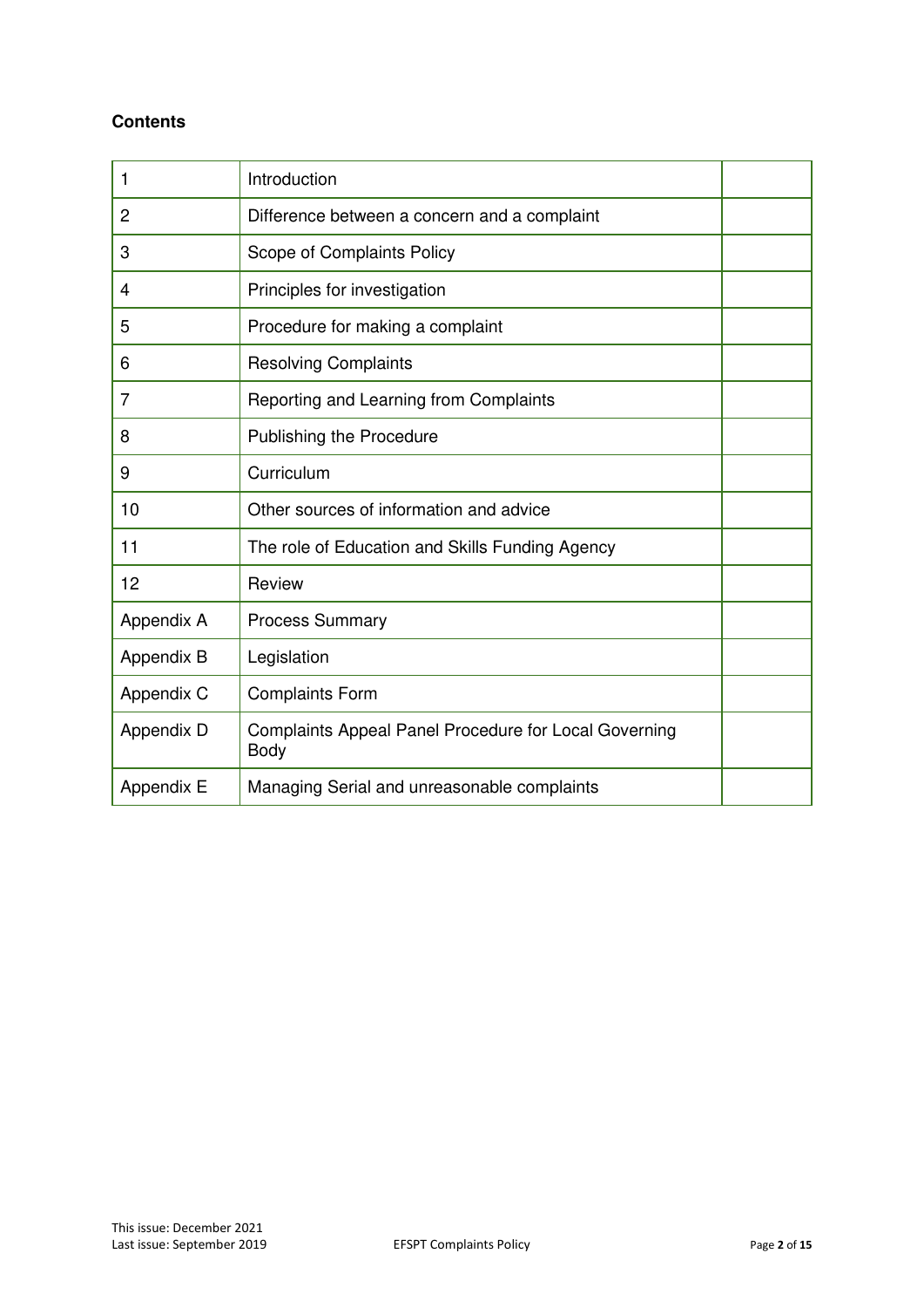**Contents**

| | | |
|---|---|---|
| 1 | Introduction | |
| 2 | Difference between a concern and a complaint | |
| 3 | Scope of Complaints Policy | |
| 4 | Principles for investigation | |
| 5 | Procedure for making a complaint | |
| 6 | Resolving Complaints | |
| 7 | Reporting and Learning from Complaints | |
| 8 | Publishing the Procedure | |
| 9 | Curriculum | |
| 10 | Other sources of information and advice | |
| 11 | The role of Education and Skills Funding Agency | |
| 12 | Review | |
| Appendix A | Process Summary | |
| Appendix B | Legislation | |
| Appendix C | Complaints Form | |
| Appendix D | Complaints Appeal Panel Procedure for Local Governing Body | |
| Appendix E | Managing Serial and unreasonable complaints | |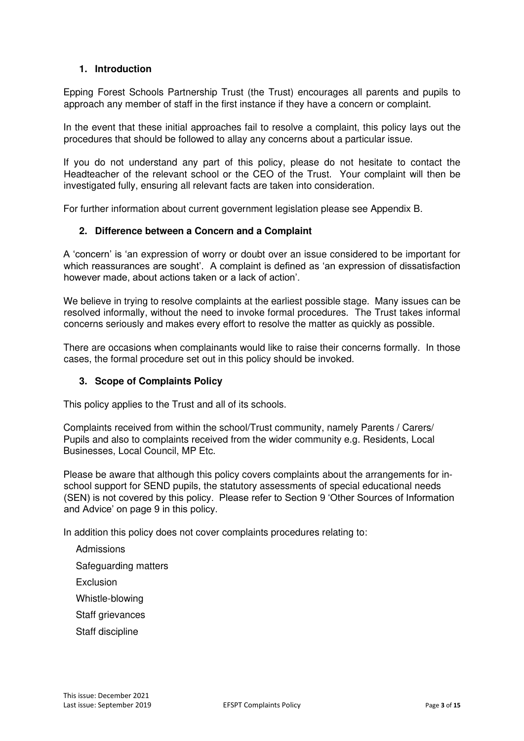## 1. Introduction

Epping Forest Schools Partnership Trust (the Trust) encourages all parents and pupils to approach any member of staff in the first instance if they have a concern or complaint.

In the event that these initial approaches fail to resolve a complaint, this policy lays out the procedures that should be followed to allay any concerns about a particular issue.

If you do not understand any part of this policy, please do not hesitate to contact the Headteacher of the relevant school or the CEO of the Trust. Your complaint will then be investigated fully, ensuring all relevant facts are taken into consideration.

For further information about current government legislation please see Appendix B.

## 2. Difference between a Concern and a Complaint

A 'concern' is 'an expression of worry or doubt over an issue considered to be important for which reassurances are sought'. A complaint is defined as 'an expression of dissatisfaction however made, about actions taken or a lack of action'.

We believe in trying to resolve complaints at the earliest possible stage. Many issues can be resolved informally, without the need to invoke formal procedures. The Trust takes informal concerns seriously and makes every effort to resolve the matter as quickly as possible.

There are occasions when complainants would like to raise their concerns formally. In those cases, the formal procedure set out in this policy should be invoked.

## 3. Scope of Complaints Policy

This policy applies to the Trust and all of its schools.

Complaints received from within the school/Trust community, namely Parents / Carers/ Pupils and also to complaints received from the wider community e.g. Residents, Local Businesses, Local Council, MP Etc.

Please be aware that although this policy covers complaints about the arrangements for in-school support for SEND pupils, the statutory assessments of special educational needs (SEN) is not covered by this policy. Please refer to Section 9 'Other Sources of Information and Advice' on page 9 in this policy.

In addition this policy does not cover complaints procedures relating to:

- Admissions
- Safeguarding matters
- Exclusion
- Whistle-blowing
- Staff grievances
- Staff discipline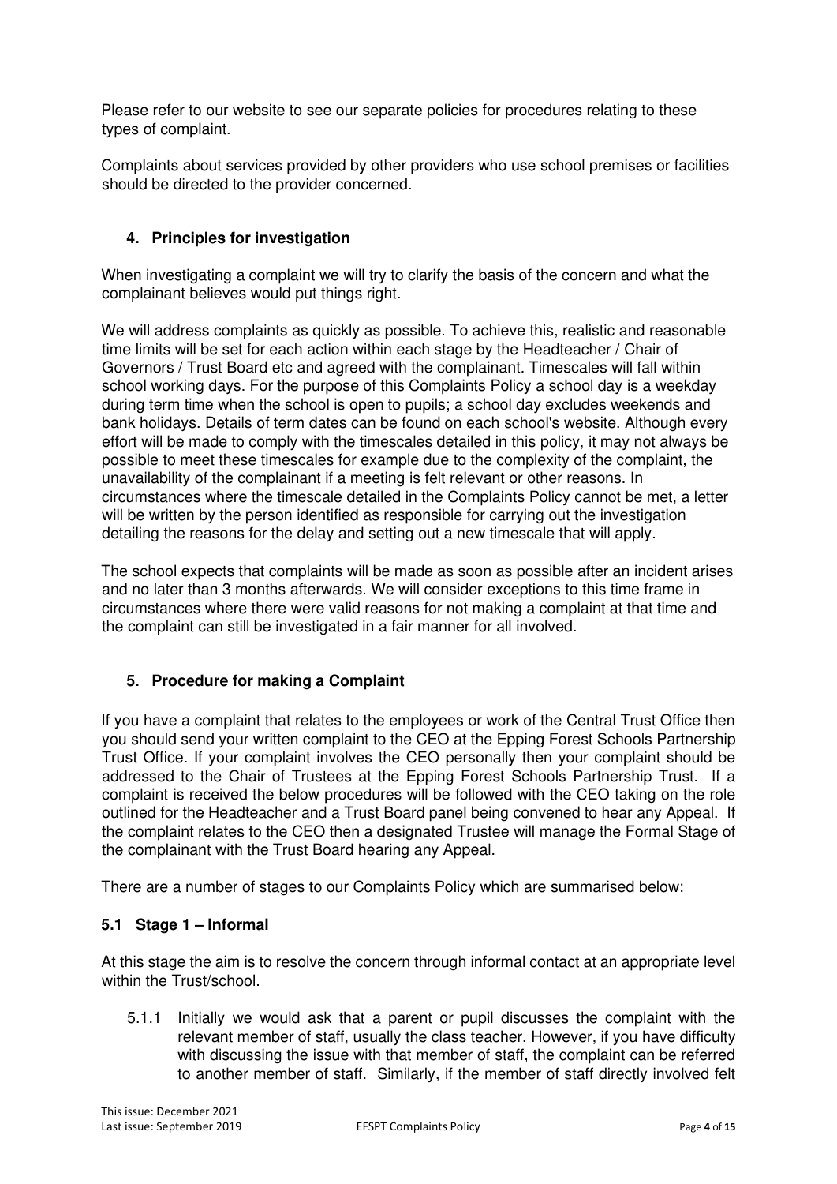Please refer to our website to see our separate policies for procedures relating to these types of complaint.

Complaints about services provided by other providers who use school premises or facilities should be directed to the provider concerned.

## 4. Principles for investigation

When investigating a complaint we will try to clarify the basis of the concern and what the complainant believes would put things right.

We will address complaints as quickly as possible. To achieve this, realistic and reasonable time limits will be set for each action within each stage by the Headteacher / Chair of Governors / Trust Board etc and agreed with the complainant. Timescales will fall within school working days. For the purpose of this Complaints Policy a school day is a weekday during term time when the school is open to pupils; a school day excludes weekends and bank holidays. Details of term dates can be found on each school's website. Although every effort will be made to comply with the timescales detailed in this policy, it may not always be possible to meet these timescales for example due to the complexity of the complaint, the unavailability of the complainant if a meeting is felt relevant or other reasons. In circumstances where the timescale detailed in the Complaints Policy cannot be met, a letter will be written by the person identified as responsible for carrying out the investigation detailing the reasons for the delay and setting out a new timescale that will apply.

The school expects that complaints will be made as soon as possible after an incident arises and no later than 3 months afterwards. We will consider exceptions to this time frame in circumstances where there were valid reasons for not making a complaint at that time and the complaint can still be investigated in a fair manner for all involved.

## 5. Procedure for making a Complaint

If you have a complaint that relates to the employees or work of the Central Trust Office then you should send your written complaint to the CEO at the Epping Forest Schools Partnership Trust Office. If your complaint involves the CEO personally then your complaint should be addressed to the Chair of Trustees at the Epping Forest Schools Partnership Trust. If a complaint is received the below procedures will be followed with the CEO taking on the role outlined for the Headteacher and a Trust Board panel being convened to hear any Appeal. If the complaint relates to the CEO then a designated Trustee will manage the Formal Stage of the complainant with the Trust Board hearing any Appeal.

There are a number of stages to our Complaints Policy which are summarised below:

### 5.1 Stage 1 – Informal

At this stage the aim is to resolve the concern through informal contact at an appropriate level within the Trust/school.

5.1.1 Initially we would ask that a parent or pupil discusses the complaint with the relevant member of staff, usually the class teacher. However, if you have difficulty with discussing the issue with that member of staff, the complaint can be referred to another member of staff. Similarly, if the member of staff directly involved felt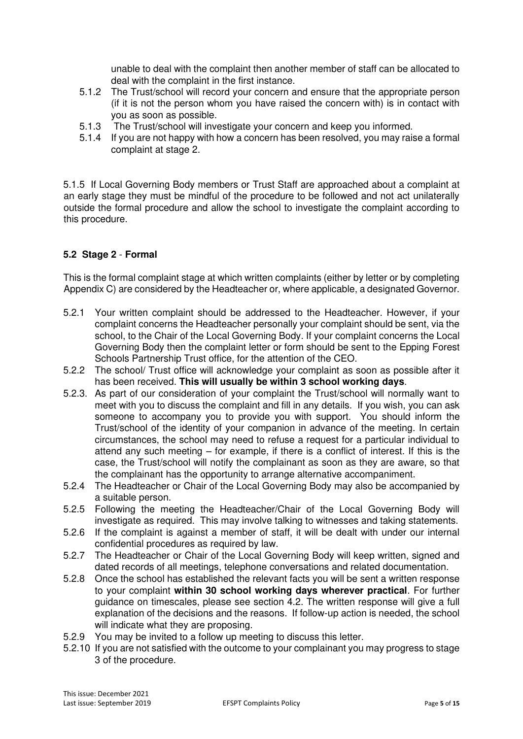unable to deal with the complaint then another member of staff can be allocated to deal with the complaint in the first instance.

5.1.2 The Trust/school will record your concern and ensure that the appropriate person (if it is not the person whom you have raised the concern with) is in contact with you as soon as possible.

5.1.3 The Trust/school will investigate your concern and keep you informed.

5.1.4 If you are not happy with how a concern has been resolved, you may raise a formal complaint at stage 2.

5.1.5 If Local Governing Body members or Trust Staff are approached about a complaint at an early stage they must be mindful of the procedure to be followed and not act unilaterally outside the formal procedure and allow the school to investigate the complaint according to this procedure.

### 5.2 Stage 2 - Formal

This is the formal complaint stage at which written complaints (either by letter or by completing Appendix C) are considered by the Headteacher or, where applicable, a designated Governor.

5.2.1 Your written complaint should be addressed to the Headteacher. However, if your complaint concerns the Headteacher personally your complaint should be sent, via the school, to the Chair of the Local Governing Body. If your complaint concerns the Local Governing Body then the complaint letter or form should be sent to the Epping Forest Schools Partnership Trust office, for the attention of the CEO.

5.2.2 The school/ Trust office will acknowledge your complaint as soon as possible after it has been received. **This will usually be within 3 school working days**.

5.2.3. As part of our consideration of your complaint the Trust/school will normally want to meet with you to discuss the complaint and fill in any details. If you wish, you can ask someone to accompany you to provide you with support. You should inform the Trust/school of the identity of your companion in advance of the meeting. In certain circumstances, the school may need to refuse a request for a particular individual to attend any such meeting – for example, if there is a conflict of interest. If this is the case, the Trust/school will notify the complainant as soon as they are aware, so that the complainant has the opportunity to arrange alternative accompaniment.

5.2.4 The Headteacher or Chair of the Local Governing Body may also be accompanied by a suitable person.

5.2.5 Following the meeting the Headteacher/Chair of the Local Governing Body will investigate as required. This may involve talking to witnesses and taking statements.

5.2.6 If the complaint is against a member of staff, it will be dealt with under our internal confidential procedures as required by law.

5.2.7 The Headteacher or Chair of the Local Governing Body will keep written, signed and dated records of all meetings, telephone conversations and related documentation.

5.2.8 Once the school has established the relevant facts you will be sent a written response to your complaint **within 30 school working days wherever practical**. For further guidance on timescales, please see section 4.2. The written response will give a full explanation of the decisions and the reasons. If follow-up action is needed, the school will indicate what they are proposing.

5.2.9 You may be invited to a follow up meeting to discuss this letter.

5.2.10 If you are not satisfied with the outcome to your complainant you may progress to stage 3 of the procedure.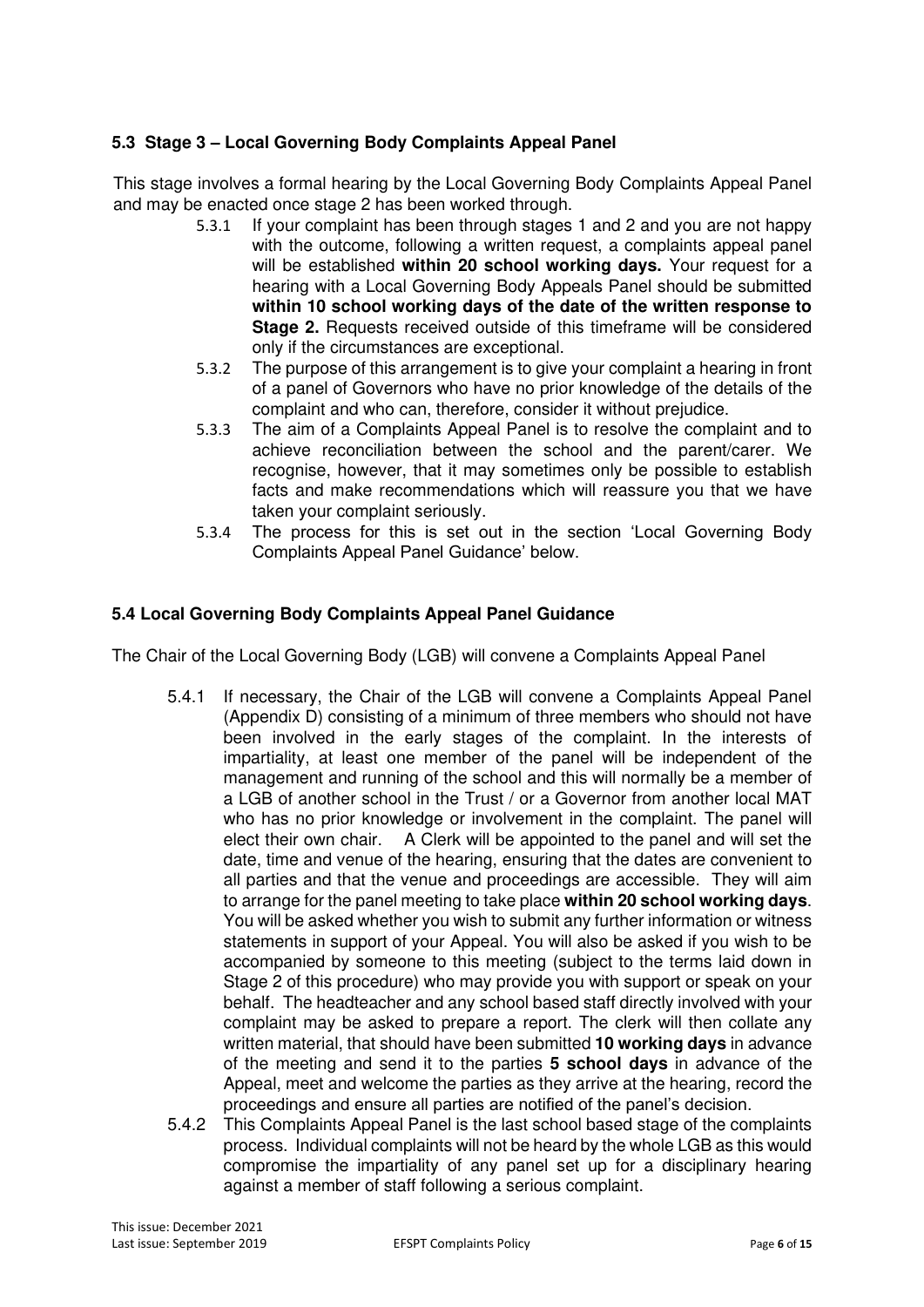### 5.3 Stage 3 – Local Governing Body Complaints Appeal Panel

This stage involves a formal hearing by the Local Governing Body Complaints Appeal Panel and may be enacted once stage 2 has been worked through.

- 5.3.1 If your complaint has been through stages 1 and 2 and you are not happy with the outcome, following a written request, a complaints appeal panel will be established **within 20 school working days.** Your request for a hearing with a Local Governing Body Appeals Panel should be submitted **within 10 school working days of the date of the written response to Stage 2.** Requests received outside of this timeframe will be considered only if the circumstances are exceptional.
- 5.3.2 The purpose of this arrangement is to give your complaint a hearing in front of a panel of Governors who have no prior knowledge of the details of the complaint and who can, therefore, consider it without prejudice.
- 5.3.3 The aim of a Complaints Appeal Panel is to resolve the complaint and to achieve reconciliation between the school and the parent/carer. We recognise, however, that it may sometimes only be possible to establish facts and make recommendations which will reassure you that we have taken your complaint seriously.
- 5.3.4 The process for this is set out in the section 'Local Governing Body Complaints Appeal Panel Guidance' below.

### 5.4 Local Governing Body Complaints Appeal Panel Guidance

The Chair of the Local Governing Body (LGB) will convene a Complaints Appeal Panel

- 5.4.1 If necessary, the Chair of the LGB will convene a Complaints Appeal Panel (Appendix D) consisting of a minimum of three members who should not have been involved in the early stages of the complaint. In the interests of impartiality, at least one member of the panel will be independent of the management and running of the school and this will normally be a member of a LGB of another school in the Trust / or a Governor from another local MAT who has no prior knowledge or involvement in the complaint. The panel will elect their own chair. A Clerk will be appointed to the panel and will set the date, time and venue of the hearing, ensuring that the dates are convenient to all parties and that the venue and proceedings are accessible. They will aim to arrange for the panel meeting to take place **within 20 school working days**. You will be asked whether you wish to submit any further information or witness statements in support of your Appeal. You will also be asked if you wish to be accompanied by someone to this meeting (subject to the terms laid down in Stage 2 of this procedure) who may provide you with support or speak on your behalf. The headteacher and any school based staff directly involved with your complaint may be asked to prepare a report. The clerk will then collate any written material, that should have been submitted **10 working days** in advance of the meeting and send it to the parties **5 school days** in advance of the Appeal, meet and welcome the parties as they arrive at the hearing, record the proceedings and ensure all parties are notified of the panel's decision.
- 5.4.2 This Complaints Appeal Panel is the last school based stage of the complaints process. Individual complaints will not be heard by the whole LGB as this would compromise the impartiality of any panel set up for a disciplinary hearing against a member of staff following a serious complaint.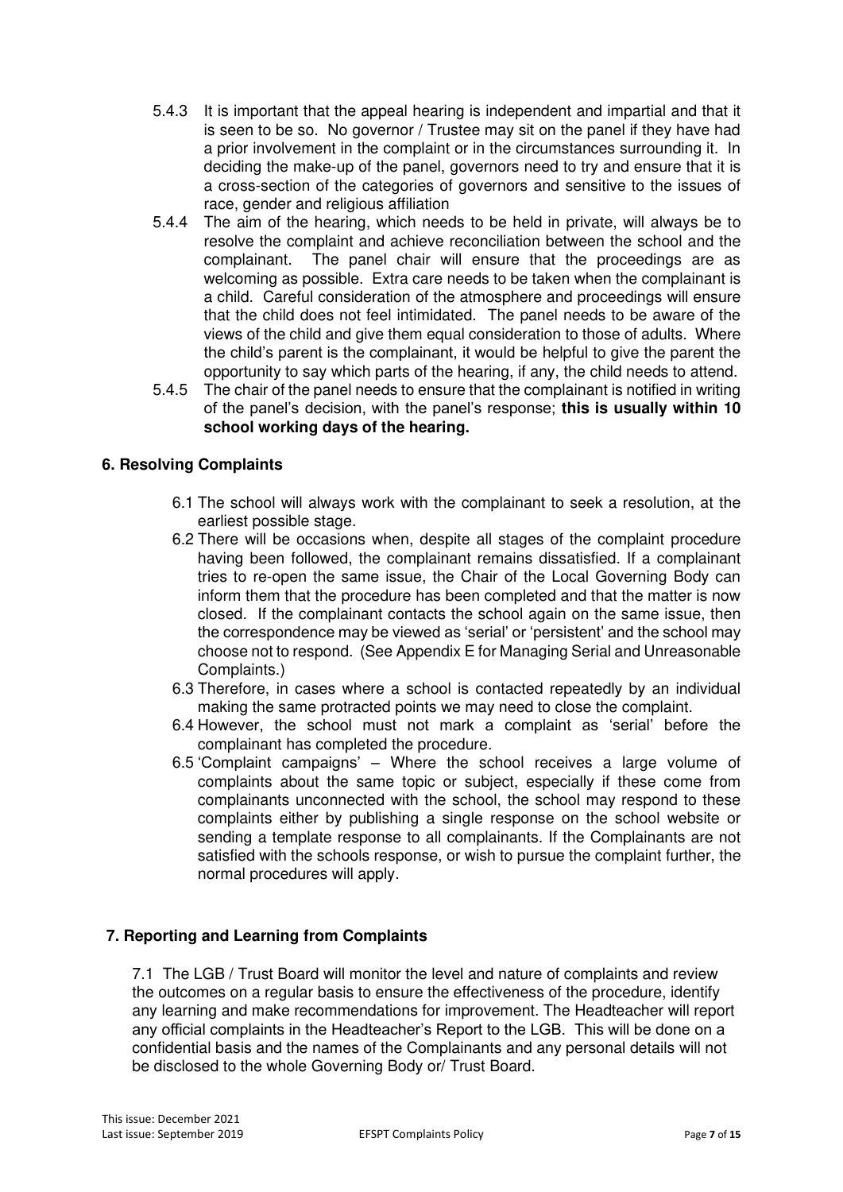5.4.3 It is important that the appeal hearing is independent and impartial and that it is seen to be so. No governor / Trustee may sit on the panel if they have had a prior involvement in the complaint or in the circumstances surrounding it. In deciding the make-up of the panel, governors need to try and ensure that it is a cross-section of the categories of governors and sensitive to the issues of race, gender and religious affiliation

5.4.4 The aim of the hearing, which needs to be held in private, will always be to resolve the complaint and achieve reconciliation between the school and the complainant. The panel chair will ensure that the proceedings are as welcoming as possible. Extra care needs to be taken when the complainant is a child. Careful consideration of the atmosphere and proceedings will ensure that the child does not feel intimidated. The panel needs to be aware of the views of the child and give them equal consideration to those of adults. Where the child's parent is the complainant, it would be helpful to give the parent the opportunity to say which parts of the hearing, if any, the child needs to attend.

5.4.5 The chair of the panel needs to ensure that the complainant is notified in writing of the panel's decision, with the panel's response; **this is usually within 10 school working days of the hearing.**

## 6. Resolving Complaints

6.1 The school will always work with the complainant to seek a resolution, at the earliest possible stage.

6.2 There will be occasions when, despite all stages of the complaint procedure having been followed, the complainant remains dissatisfied. If a complainant tries to re-open the same issue, the Chair of the Local Governing Body can inform them that the procedure has been completed and that the matter is now closed. If the complainant contacts the school again on the same issue, then the correspondence may be viewed as 'serial' or 'persistent' and the school may choose not to respond. (See Appendix E for Managing Serial and Unreasonable Complaints.)

6.3 Therefore, in cases where a school is contacted repeatedly by an individual making the same protracted points we may need to close the complaint.

6.4 However, the school must not mark a complaint as 'serial' before the complainant has completed the procedure.

6.5 'Complaint campaigns' – Where the school receives a large volume of complaints about the same topic or subject, especially if these come from complainants unconnected with the school, the school may respond to these complaints either by publishing a single response on the school website or sending a template response to all complainants. If the Complainants are not satisfied with the schools response, or wish to pursue the complaint further, the normal procedures will apply.

## 7. Reporting and Learning from Complaints

7.1 The LGB / Trust Board will monitor the level and nature of complaints and review the outcomes on a regular basis to ensure the effectiveness of the procedure, identify any learning and make recommendations for improvement. The Headteacher will report any official complaints in the Headteacher's Report to the LGB. This will be done on a confidential basis and the names of the Complainants and any personal details will not be disclosed to the whole Governing Body or/ Trust Board.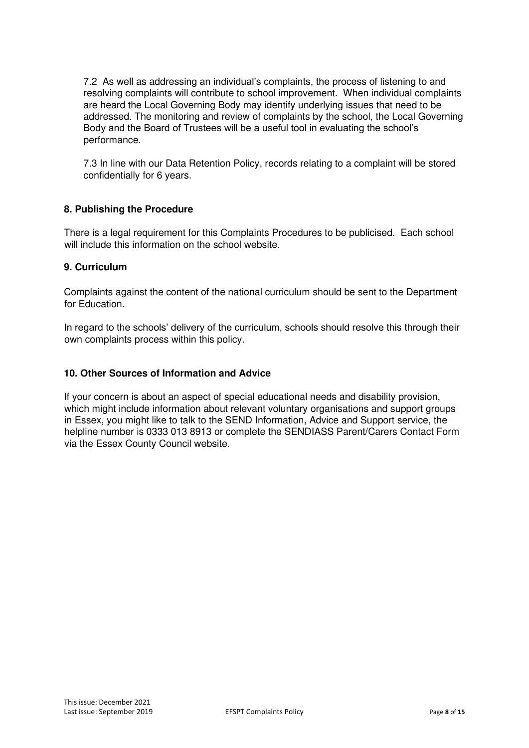7.2 As well as addressing an individual's complaints, the process of listening to and resolving complaints will contribute to school improvement. When individual complaints are heard the Local Governing Body may identify underlying issues that need to be addressed. The monitoring and review of complaints by the school, the Local Governing Body and the Board of Trustees will be a useful tool in evaluating the school's performance.

7.3 In line with our Data Retention Policy, records relating to a complaint will be stored confidentially for 6 years.

## 8. Publishing the Procedure

There is a legal requirement for this Complaints Procedures to be publicised. Each school will include this information on the school website.

## 9. Curriculum

Complaints against the content of the national curriculum should be sent to the Department for Education.

In regard to the schools' delivery of the curriculum, schools should resolve this through their own complaints process within this policy.

## 10. Other Sources of Information and Advice

If your concern is about an aspect of special educational needs and disability provision, which might include information about relevant voluntary organisations and support groups in Essex, you might like to talk to the SEND Information, Advice and Support service, the helpline number is 0333 013 8913 or complete the SENDIASS Parent/Carers Contact Form via the Essex County Council website.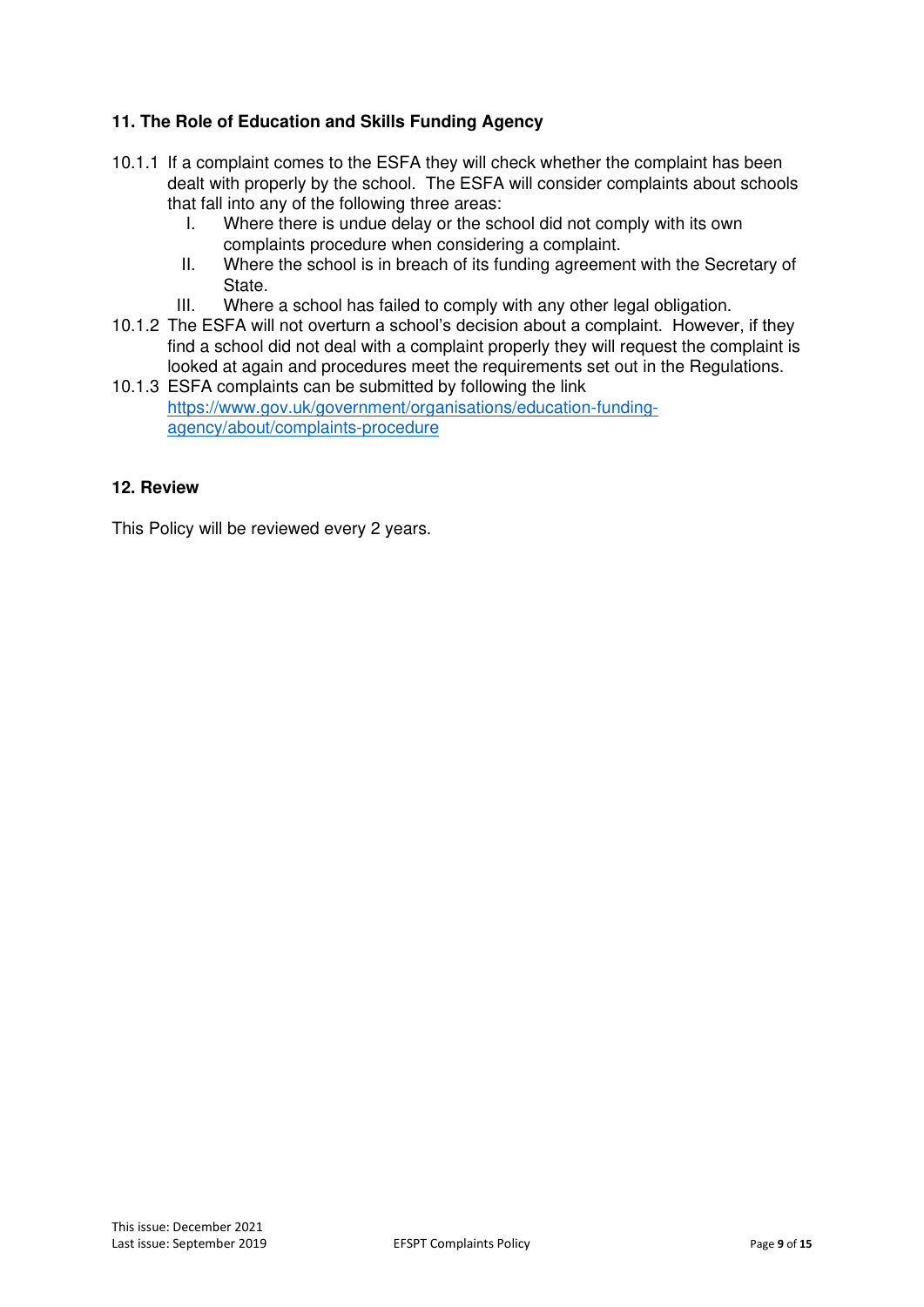## 11. The Role of Education and Skills Funding Agency

10.1.1 If a complaint comes to the ESFA they will check whether the complaint has been dealt with properly by the school. The ESFA will consider complaints about schools that fall into any of the following three areas:

I. Where there is undue delay or the school did not comply with its own complaints procedure when considering a complaint.

II. Where the school is in breach of its funding agreement with the Secretary of State.

III. Where a school has failed to comply with any other legal obligation.

10.1.2 The ESFA will not overturn a school's decision about a complaint. However, if they find a school did not deal with a complaint properly they will request the complaint is looked at again and procedures meet the requirements set out in the Regulations.

10.1.3 ESFA complaints can be submitted by following the link https://www.gov.uk/government/organisations/education-funding-agency/about/complaints-procedure

## 12. Review

This Policy will be reviewed every 2 years.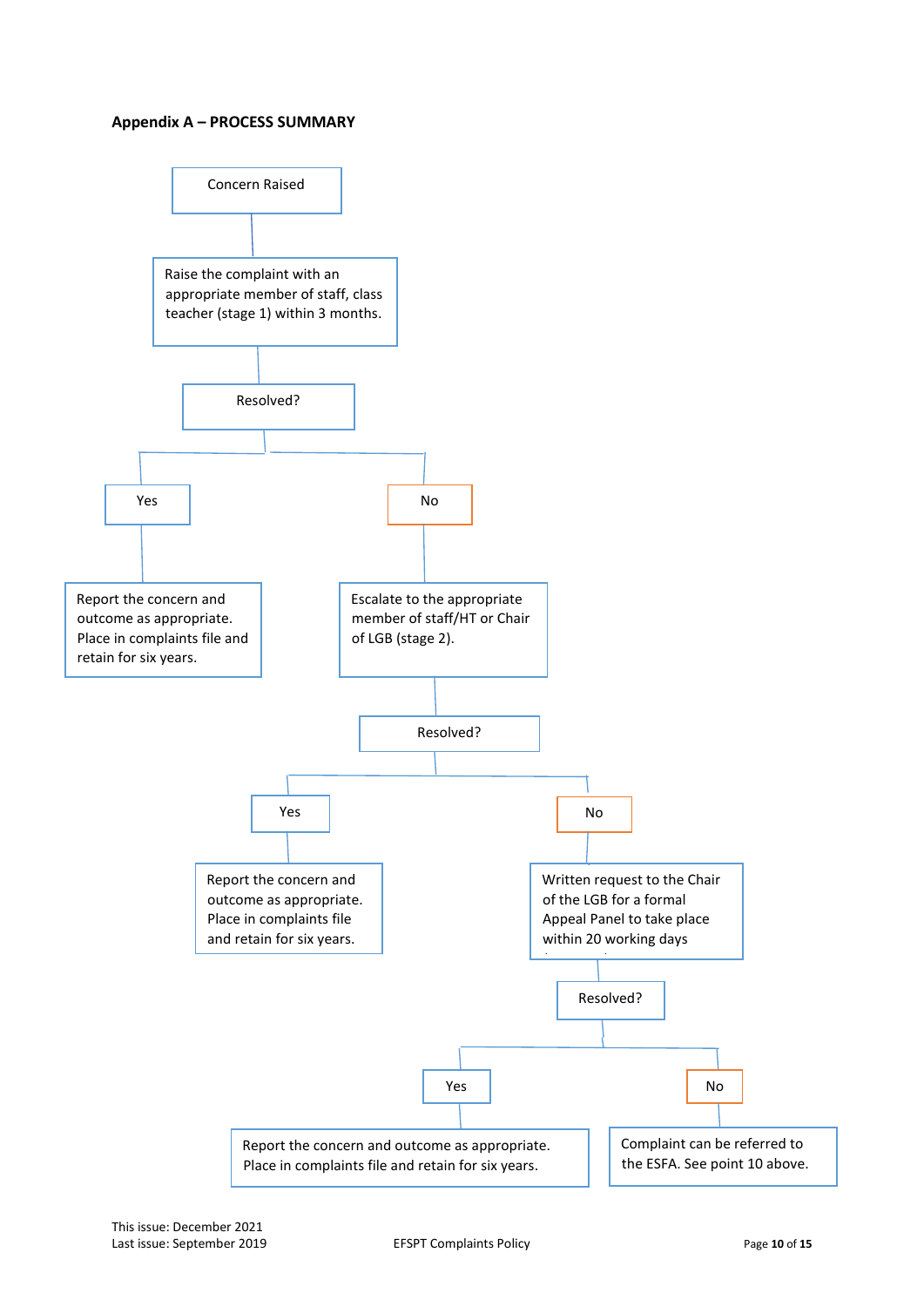**Appendix A – PROCESS SUMMARY**

Concern Raised

Raise the complaint with an appropriate member of staff, class teacher (stage 1) within 3 months.

Resolved?

Yes

No

Report the concern and outcome as appropriate. Place in complaints file and retain for six years.

Escalate to the appropriate member of staff/HT or Chair of LGB (stage 2).

Resolved?

Yes

No

Report the concern and outcome as appropriate. Place in complaints file and retain for six years.

Written request to the Chair of the LGB for a formal Appeal Panel to take place within 20 working days

Resolved?

Yes

No

Report the concern and outcome as appropriate. Place in complaints file and retain for six years.

Complaint can be referred to the ESFA. See point 10 above.

This issue: December 2021
Last issue: September 2019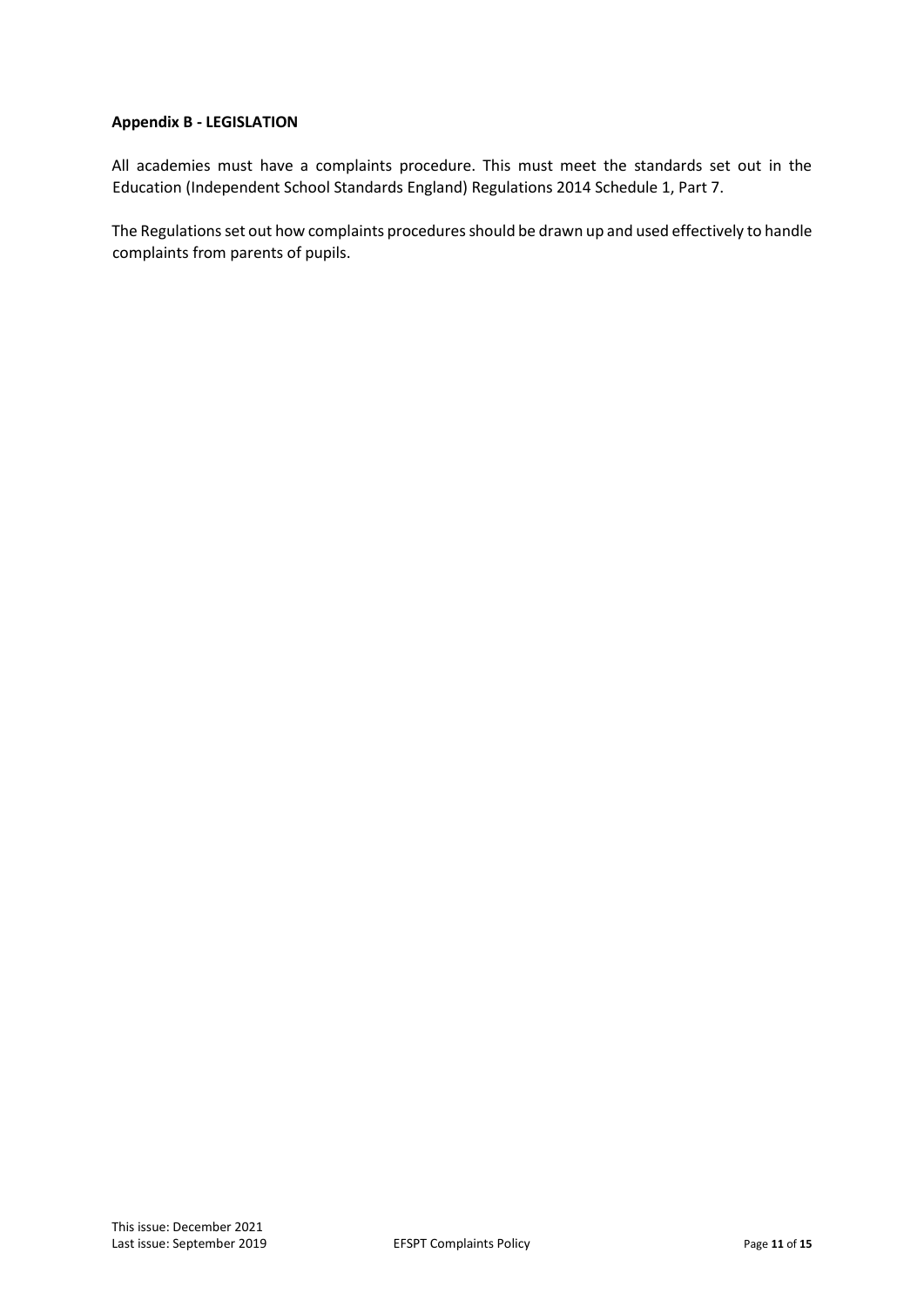**Appendix B - LEGISLATION**

All academies must have a complaints procedure. This must meet the standards set out in the Education (Independent School Standards England) Regulations 2014 Schedule 1, Part 7.

The Regulations set out how complaints procedures should be drawn up and used effectively to handle complaints from parents of pupils.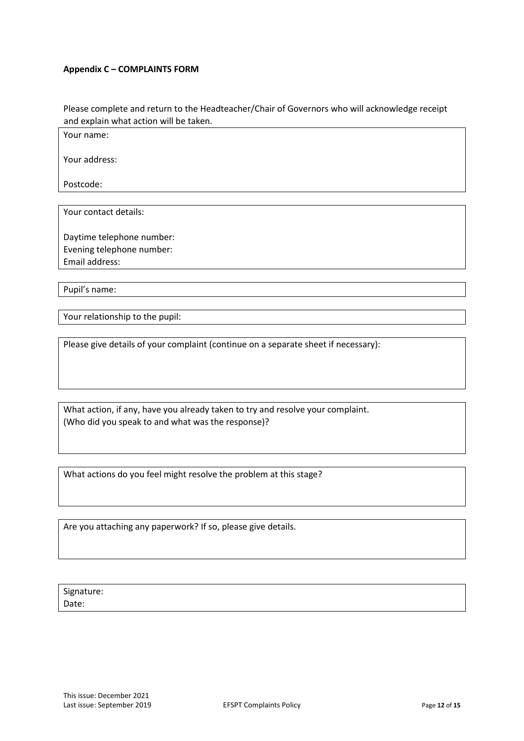**Appendix C – COMPLAINTS FORM**

Please complete and return to the Headteacher/Chair of Governors who will acknowledge receipt and explain what action will be taken.

Your name:

Your address:

Postcode:

Your contact details:

Daytime telephone number:
Evening telephone number:
Email address:

Pupil's name:

Your relationship to the pupil:

Please give details of your complaint (continue on a separate sheet if necessary):

What action, if any, have you already taken to try and resolve your complaint.
(Who did you speak to and what was the response)?

What actions do you feel might resolve the problem at this stage?

Are you attaching any paperwork? If so, please give details.

Signature:
Date:

This issue: December 2021
Last issue: September 2019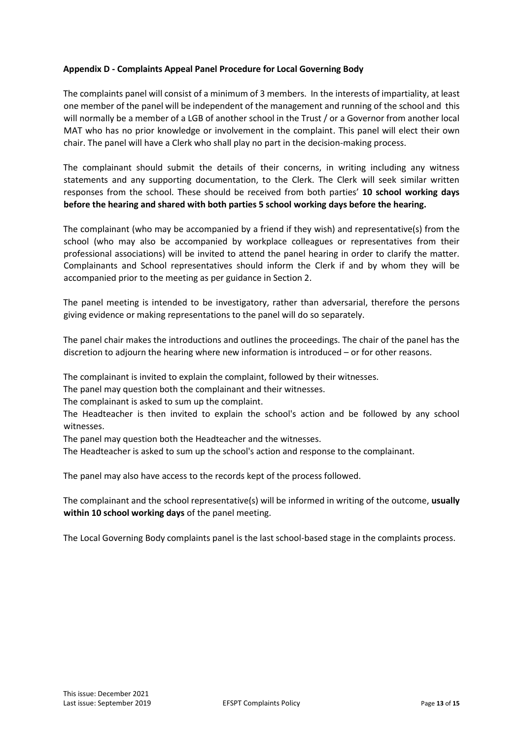**Appendix D - Complaints Appeal Panel Procedure for Local Governing Body**

The complaints panel will consist of a minimum of 3 members. In the interests of impartiality, at least one member of the panel will be independent of the management and running of the school and this will normally be a member of a LGB of another school in the Trust / or a Governor from another local MAT who has no prior knowledge or involvement in the complaint. This panel will elect their own chair. The panel will have a Clerk who shall play no part in the decision-making process.

The complainant should submit the details of their concerns, in writing including any witness statements and any supporting documentation, to the Clerk. The Clerk will seek similar written responses from the school. These should be received from both parties' **10 school working days before the hearing and shared with both parties 5 school working days before the hearing.**

The complainant (who may be accompanied by a friend if they wish) and representative(s) from the school (who may also be accompanied by workplace colleagues or representatives from their professional associations) will be invited to attend the panel hearing in order to clarify the matter. Complainants and School representatives should inform the Clerk if and by whom they will be accompanied prior to the meeting as per guidance in Section 2.

The panel meeting is intended to be investigatory, rather than adversarial, therefore the persons giving evidence or making representations to the panel will do so separately.

The panel chair makes the introductions and outlines the proceedings. The chair of the panel has the discretion to adjourn the hearing where new information is introduced – or for other reasons.

The complainant is invited to explain the complaint, followed by their witnesses.
The panel may question both the complainant and their witnesses.
The complainant is asked to sum up the complaint.
The Headteacher is then invited to explain the school's action and be followed by any school witnesses.
The panel may question both the Headteacher and the witnesses.
The Headteacher is asked to sum up the school's action and response to the complainant.

The panel may also have access to the records kept of the process followed.

The complainant and the school representative(s) will be informed in writing of the outcome, **usually within 10 school working days** of the panel meeting.

The Local Governing Body complaints panel is the last school-based stage in the complaints process.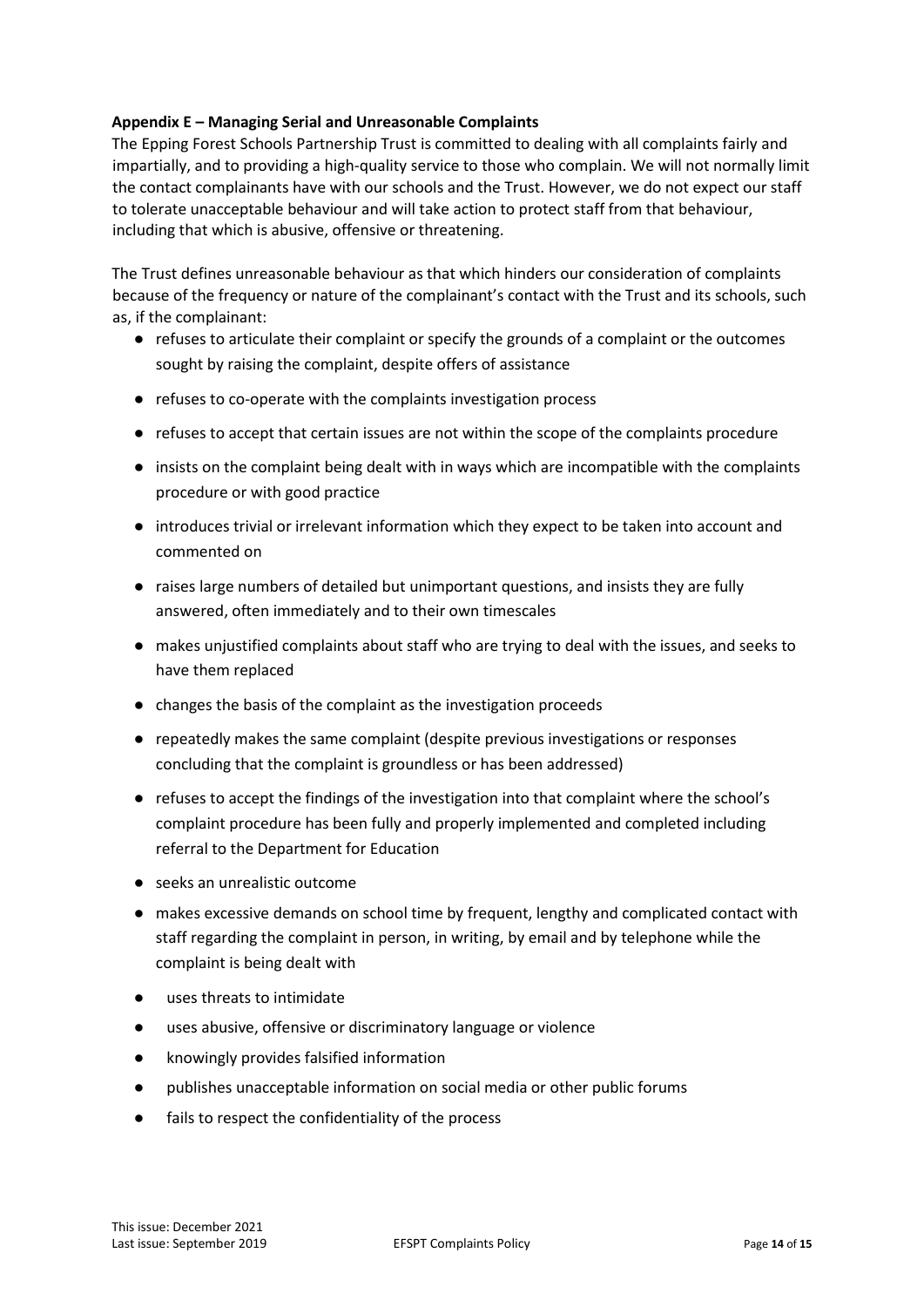**Appendix E – Managing Serial and Unreasonable Complaints**

The Epping Forest Schools Partnership Trust is committed to dealing with all complaints fairly and impartially, and to providing a high-quality service to those who complain. We will not normally limit the contact complainants have with our schools and the Trust. However, we do not expect our staff to tolerate unacceptable behaviour and will take action to protect staff from that behaviour, including that which is abusive, offensive or threatening.

The Trust defines unreasonable behaviour as that which hinders our consideration of complaints because of the frequency or nature of the complainant's contact with the Trust and its schools, such as, if the complainant:

- refuses to articulate their complaint or specify the grounds of a complaint or the outcomes sought by raising the complaint, despite offers of assistance
- refuses to co-operate with the complaints investigation process
- refuses to accept that certain issues are not within the scope of the complaints procedure
- insists on the complaint being dealt with in ways which are incompatible with the complaints procedure or with good practice
- introduces trivial or irrelevant information which they expect to be taken into account and commented on
- raises large numbers of detailed but unimportant questions, and insists they are fully answered, often immediately and to their own timescales
- makes unjustified complaints about staff who are trying to deal with the issues, and seeks to have them replaced
- changes the basis of the complaint as the investigation proceeds
- repeatedly makes the same complaint (despite previous investigations or responses concluding that the complaint is groundless or has been addressed)
- refuses to accept the findings of the investigation into that complaint where the school's complaint procedure has been fully and properly implemented and completed including referral to the Department for Education
- seeks an unrealistic outcome
- makes excessive demands on school time by frequent, lengthy and complicated contact with staff regarding the complaint in person, in writing, by email and by telephone while the complaint is being dealt with
- uses threats to intimidate
- uses abusive, offensive or discriminatory language or violence
- knowingly provides falsified information
- publishes unacceptable information on social media or other public forums
- fails to respect the confidentiality of the process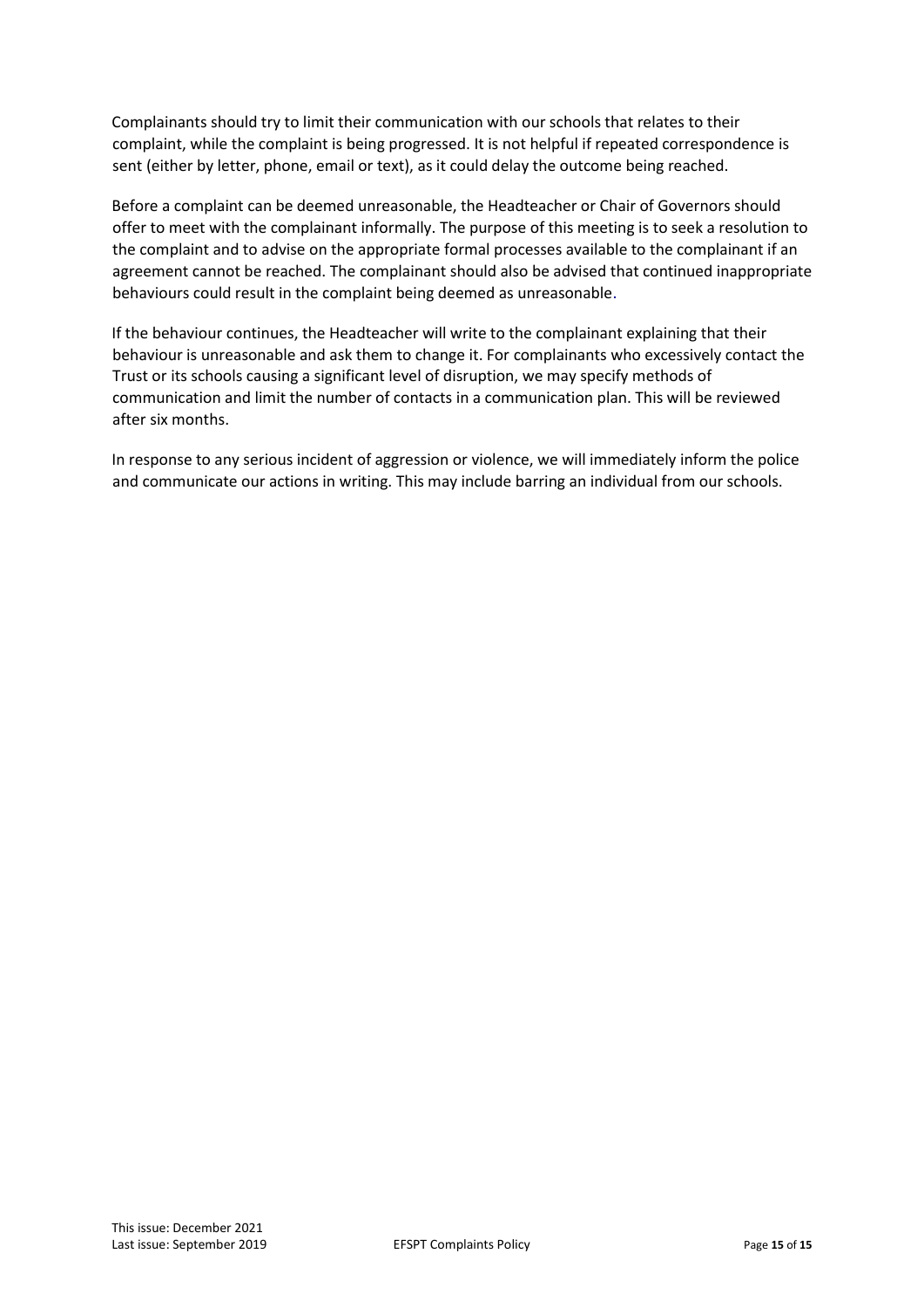Complainants should try to limit their communication with our schools that relates to their complaint, while the complaint is being progressed. It is not helpful if repeated correspondence is sent (either by letter, phone, email or text), as it could delay the outcome being reached.

Before a complaint can be deemed unreasonable, the Headteacher or Chair of Governors should offer to meet with the complainant informally. The purpose of this meeting is to seek a resolution to the complaint and to advise on the appropriate formal processes available to the complainant if an agreement cannot be reached. The complainant should also be advised that continued inappropriate behaviours could result in the complaint being deemed as unreasonable.

If the behaviour continues, the Headteacher will write to the complainant explaining that their behaviour is unreasonable and ask them to change it. For complainants who excessively contact the Trust or its schools causing a significant level of disruption, we may specify methods of communication and limit the number of contacts in a communication plan. This will be reviewed after six months.

In response to any serious incident of aggression or violence, we will immediately inform the police and communicate our actions in writing. This may include barring an individual from our schools.